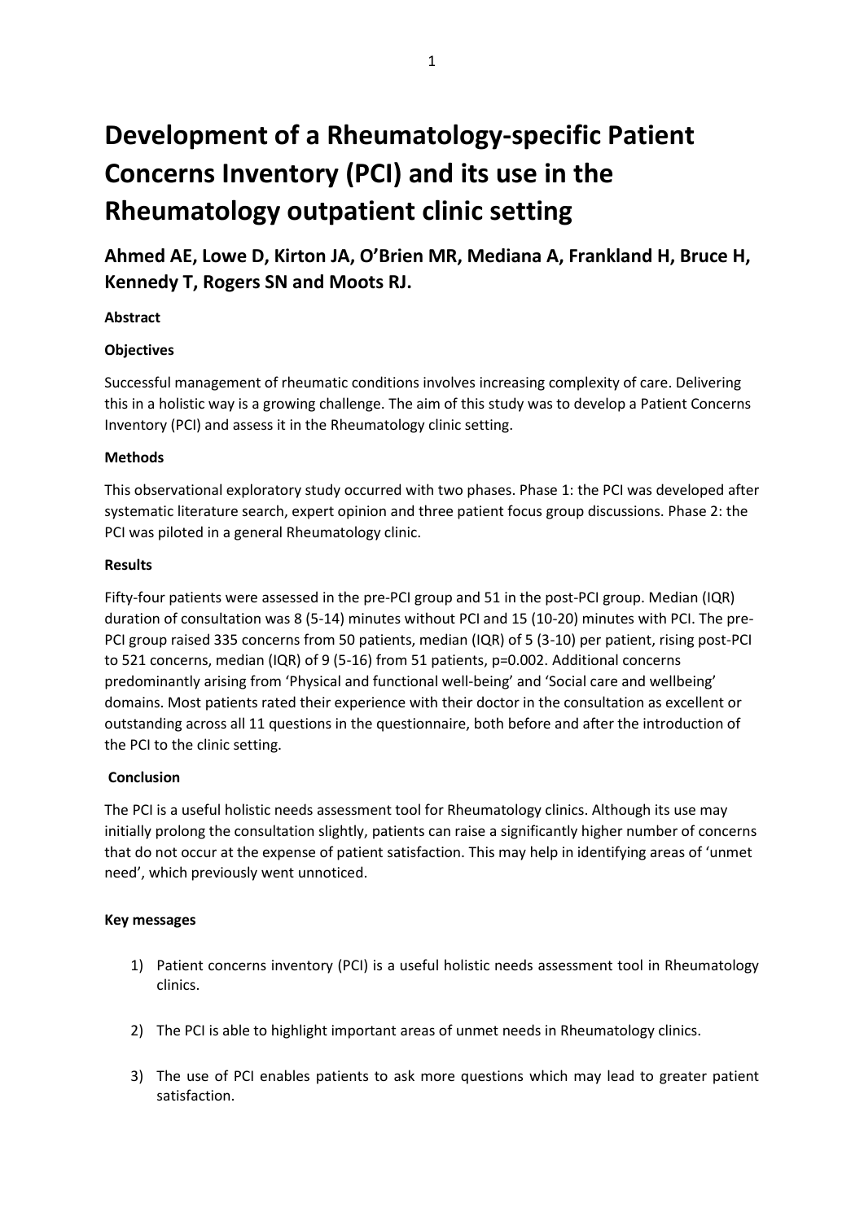# Development of a Rheumatology-specific Patient Concerns Inventory (PCI) and its use in the Rheumatology outpatient clinic setting

## Ahmed AE, Lowe D, Kirton JA, O'Brien MR, Mediana A, Frankland H, Bruce H, Kennedy T, Rogers SN and Moots RJ.

**Abstract**

**Objectives**

Successful management of rheumatic conditions involves increasing complexity of care. Delivering this in a holistic way is a growing challenge. The aim of this study was to develop a Patient Concerns Inventory (PCI) and assess it in the Rheumatology clinic setting.

**Methods**

This observational exploratory study occurred with two phases. Phase 1: the PCI was developed after systematic literature search, expert opinion and three patient focus group discussions. Phase 2: the PCI was piloted in a general Rheumatology clinic.

**Results**

Fifty-four patients were assessed in the pre-PCI group and 51 in the post-PCI group. Median (IQR) duration of consultation was 8 (5-14) minutes without PCI and 15 (10-20) minutes with PCI. The pre-PCI group raised 335 concerns from 50 patients, median (IQR) of 5 (3-10) per patient, rising post-PCI to 521 concerns, median (IQR) of 9 (5-16) from 51 patients, p=0.002. Additional concerns predominantly arising from 'Physical and functional well-being' and 'Social care and wellbeing' domains. Most patients rated their experience with their doctor in the consultation as excellent or outstanding across all 11 questions in the questionnaire, both before and after the introduction of the PCI to the clinic setting.

**Conclusion**

The PCI is a useful holistic needs assessment tool for Rheumatology clinics. Although its use may initially prolong the consultation slightly, patients can raise a significantly higher number of concerns that do not occur at the expense of patient satisfaction. This may help in identifying areas of 'unmet need', which previously went unnoticed.

**Key messages**

1) Patient concerns inventory (PCI) is a useful holistic needs assessment tool in Rheumatology clinics.

2) The PCI is able to highlight important areas of unmet needs in Rheumatology clinics.

3) The use of PCI enables patients to ask more questions which may lead to greater patient satisfaction.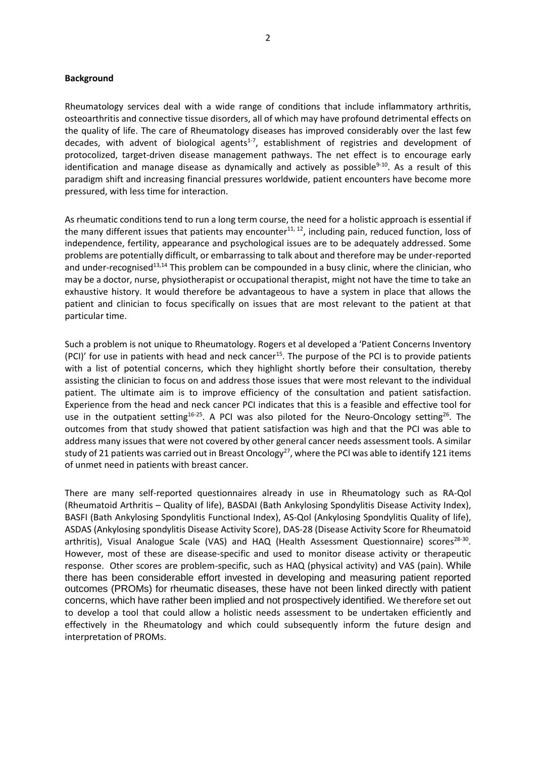## Background

Rheumatology services deal with a wide range of conditions that include inflammatory arthritis, osteoarthritis and connective tissue disorders, all of which may have profound detrimental effects on the quality of life. The care of Rheumatology diseases has improved considerably over the last few decades, with advent of biological agents[1-7], establishment of registries and development of protocolized, target-driven disease management pathways. The net effect is to encourage early identification and manage disease as dynamically and actively as possible[9-10]. As a result of this paradigm shift and increasing financial pressures worldwide, patient encounters have become more pressured, with less time for interaction.

As rheumatic conditions tend to run a long term course, the need for a holistic approach is essential if the many different issues that patients may encounter[11, 12], including pain, reduced function, loss of independence, fertility, appearance and psychological issues are to be adequately addressed. Some problems are potentially difficult, or embarrassing to talk about and therefore may be under-reported and under-recognised[13,14] This problem can be compounded in a busy clinic, where the clinician, who may be a doctor, nurse, physiotherapist or occupational therapist, might not have the time to take an exhaustive history. It would therefore be advantageous to have a system in place that allows the patient and clinician to focus specifically on issues that are most relevant to the patient at that particular time.

Such a problem is not unique to Rheumatology. Rogers et al developed a 'Patient Concerns Inventory (PCI)' for use in patients with head and neck cancer[15]. The purpose of the PCI is to provide patients with a list of potential concerns, which they highlight shortly before their consultation, thereby assisting the clinician to focus on and address those issues that were most relevant to the individual patient. The ultimate aim is to improve efficiency of the consultation and patient satisfaction. Experience from the head and neck cancer PCI indicates that this is a feasible and effective tool for use in the outpatient setting[16-25]. A PCI was also piloted for the Neuro-Oncology setting[26]. The outcomes from that study showed that patient satisfaction was high and that the PCI was able to address many issues that were not covered by other general cancer needs assessment tools. A similar study of 21 patients was carried out in Breast Oncology[27], where the PCI was able to identify 121 items of unmet need in patients with breast cancer.

There are many self-reported questionnaires already in use in Rheumatology such as RA-Qol (Rheumatoid Arthritis – Quality of life), BASDAI (Bath Ankylosing Spondylitis Disease Activity Index), BASFI (Bath Ankylosing Spondylitis Functional Index), AS-Qol (Ankylosing Spondylitis Quality of life), ASDAS (Ankylosing spondylitis Disease Activity Score), DAS-28 (Disease Activity Score for Rheumatoid arthritis), Visual Analogue Scale (VAS) and HAQ (Health Assessment Questionnaire) scores[28-30]. However, most of these are disease-specific and used to monitor disease activity or therapeutic response. Other scores are problem-specific, such as HAQ (physical activity) and VAS (pain). While there has been considerable effort invested in developing and measuring patient reported outcomes (PROMs) for rheumatic diseases, these have not been linked directly with patient concerns, which have rather been implied and not prospectively identified. We therefore set out to develop a tool that could allow a holistic needs assessment to be undertaken efficiently and effectively in the Rheumatology and which could subsequently inform the future design and interpretation of PROMs.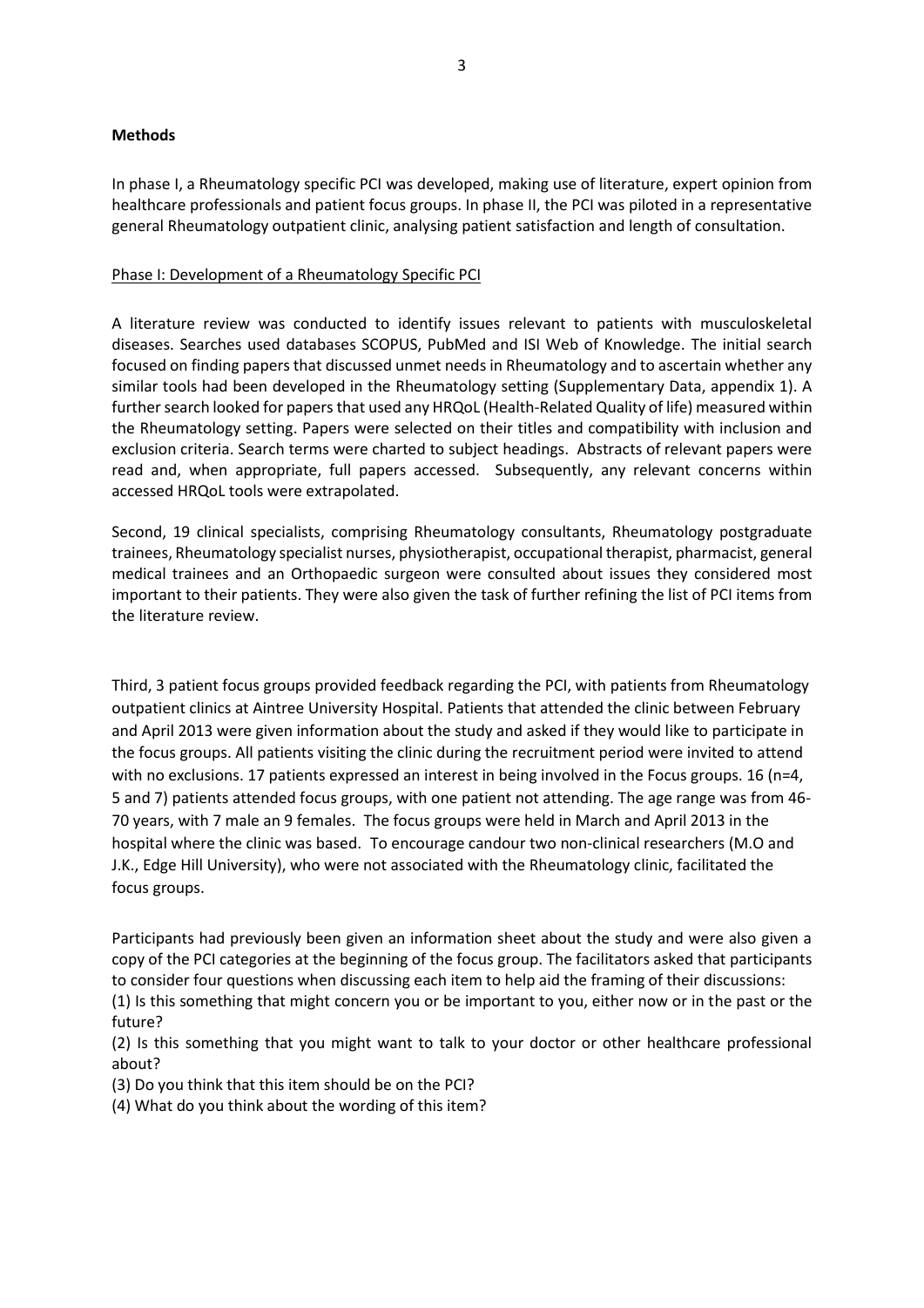**Methods**

In phase I, a Rheumatology specific PCI was developed, making use of literature, expert opinion from healthcare professionals and patient focus groups. In phase II, the PCI was piloted in a representative general Rheumatology outpatient clinic, analysing patient satisfaction and length of consultation.

Phase I: Development of a Rheumatology Specific PCI

A literature review was conducted to identify issues relevant to patients with musculoskeletal diseases. Searches used databases SCOPUS, PubMed and ISI Web of Knowledge. The initial search focused on finding papers that discussed unmet needs in Rheumatology and to ascertain whether any similar tools had been developed in the Rheumatology setting (Supplementary Data, appendix 1). A further search looked for papers that used any HRQoL (Health-Related Quality of life) measured within the Rheumatology setting. Papers were selected on their titles and compatibility with inclusion and exclusion criteria. Search terms were charted to subject headings. Abstracts of relevant papers were read and, when appropriate, full papers accessed. Subsequently, any relevant concerns within accessed HRQoL tools were extrapolated.

Second, 19 clinical specialists, comprising Rheumatology consultants, Rheumatology postgraduate trainees, Rheumatology specialist nurses, physiotherapist, occupational therapist, pharmacist, general medical trainees and an Orthopaedic surgeon were consulted about issues they considered most important to their patients. They were also given the task of further refining the list of PCI items from the literature review.

Third, 3 patient focus groups provided feedback regarding the PCI, with patients from Rheumatology outpatient clinics at Aintree University Hospital. Patients that attended the clinic between February and April 2013 were given information about the study and asked if they would like to participate in the focus groups. All patients visiting the clinic during the recruitment period were invited to attend with no exclusions. 17 patients expressed an interest in being involved in the Focus groups. 16 (n=4, 5 and 7) patients attended focus groups, with one patient not attending. The age range was from 46-70 years, with 7 male an 9 females. The focus groups were held in March and April 2013 in the hospital where the clinic was based. To encourage candour two non-clinical researchers (M.O and J.K., Edge Hill University), who were not associated with the Rheumatology clinic, facilitated the focus groups.

Participants had previously been given an information sheet about the study and were also given a copy of the PCI categories at the beginning of the focus group. The facilitators asked that participants to consider four questions when discussing each item to help aid the framing of their discussions:

(1) Is this something that might concern you or be important to you, either now or in the past or the future?

(2) Is this something that you might want to talk to your doctor or other healthcare professional about?

(3) Do you think that this item should be on the PCI?

(4) What do you think about the wording of this item?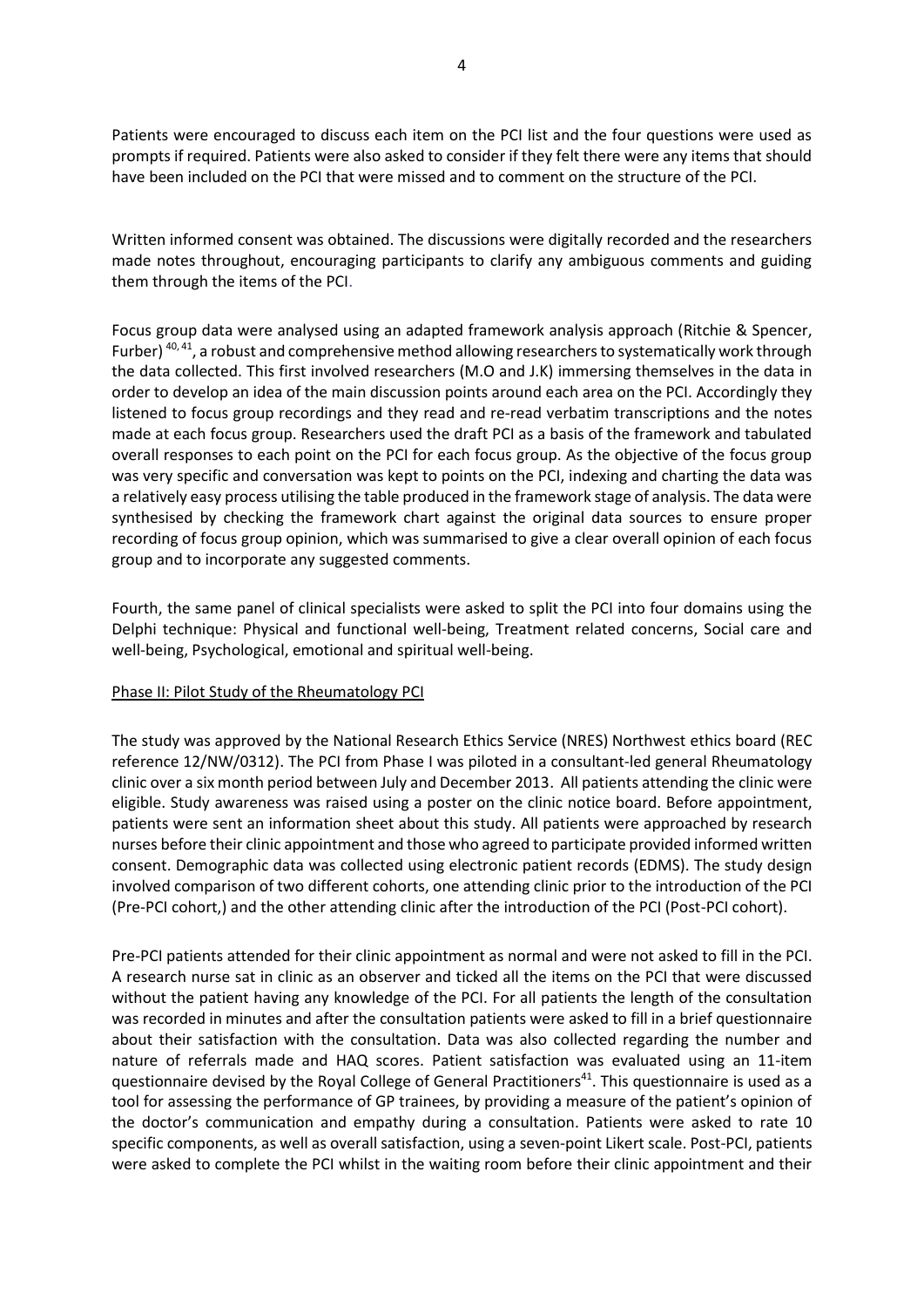Patients were encouraged to discuss each item on the PCI list and the four questions were used as prompts if required. Patients were also asked to consider if they felt there were any items that should have been included on the PCI that were missed and to comment on the structure of the PCI.

Written informed consent was obtained. The discussions were digitally recorded and the researchers made notes throughout, encouraging participants to clarify any ambiguous comments and guiding them through the items of the PCI.

Focus group data were analysed using an adapted framework analysis approach (Ritchie & Spencer, Furber) [40, 41], a robust and comprehensive method allowing researchers to systematically work through the data collected. This first involved researchers (M.O and J.K) immersing themselves in the data in order to develop an idea of the main discussion points around each area on the PCI. Accordingly they listened to focus group recordings and they read and re-read verbatim transcriptions and the notes made at each focus group. Researchers used the draft PCI as a basis of the framework and tabulated overall responses to each point on the PCI for each focus group. As the objective of the focus group was very specific and conversation was kept to points on the PCI, indexing and charting the data was a relatively easy process utilising the table produced in the framework stage of analysis. The data were synthesised by checking the framework chart against the original data sources to ensure proper recording of focus group opinion, which was summarised to give a clear overall opinion of each focus group and to incorporate any suggested comments.

Fourth, the same panel of clinical specialists were asked to split the PCI into four domains using the Delphi technique: Physical and functional well-being, Treatment related concerns, Social care and well-being, Psychological, emotional and spiritual well-being.

Phase II: Pilot Study of the Rheumatology PCI

The study was approved by the National Research Ethics Service (NRES) Northwest ethics board (REC reference 12/NW/0312). The PCI from Phase I was piloted in a consultant-led general Rheumatology clinic over a six month period between July and December 2013. All patients attending the clinic were eligible. Study awareness was raised using a poster on the clinic notice board. Before appointment, patients were sent an information sheet about this study. All patients were approached by research nurses before their clinic appointment and those who agreed to participate provided informed written consent. Demographic data was collected using electronic patient records (EDMS). The study design involved comparison of two different cohorts, one attending clinic prior to the introduction of the PCI (Pre-PCI cohort,) and the other attending clinic after the introduction of the PCI (Post-PCI cohort).

Pre-PCI patients attended for their clinic appointment as normal and were not asked to fill in the PCI. A research nurse sat in clinic as an observer and ticked all the items on the PCI that were discussed without the patient having any knowledge of the PCI. For all patients the length of the consultation was recorded in minutes and after the consultation patients were asked to fill in a brief questionnaire about their satisfaction with the consultation. Data was also collected regarding the number and nature of referrals made and HAQ scores. Patient satisfaction was evaluated using an 11-item questionnaire devised by the Royal College of General Practitioners[41]. This questionnaire is used as a tool for assessing the performance of GP trainees, by providing a measure of the patient's opinion of the doctor's communication and empathy during a consultation. Patients were asked to rate 10 specific components, as well as overall satisfaction, using a seven-point Likert scale. Post-PCI, patients were asked to complete the PCI whilst in the waiting room before their clinic appointment and their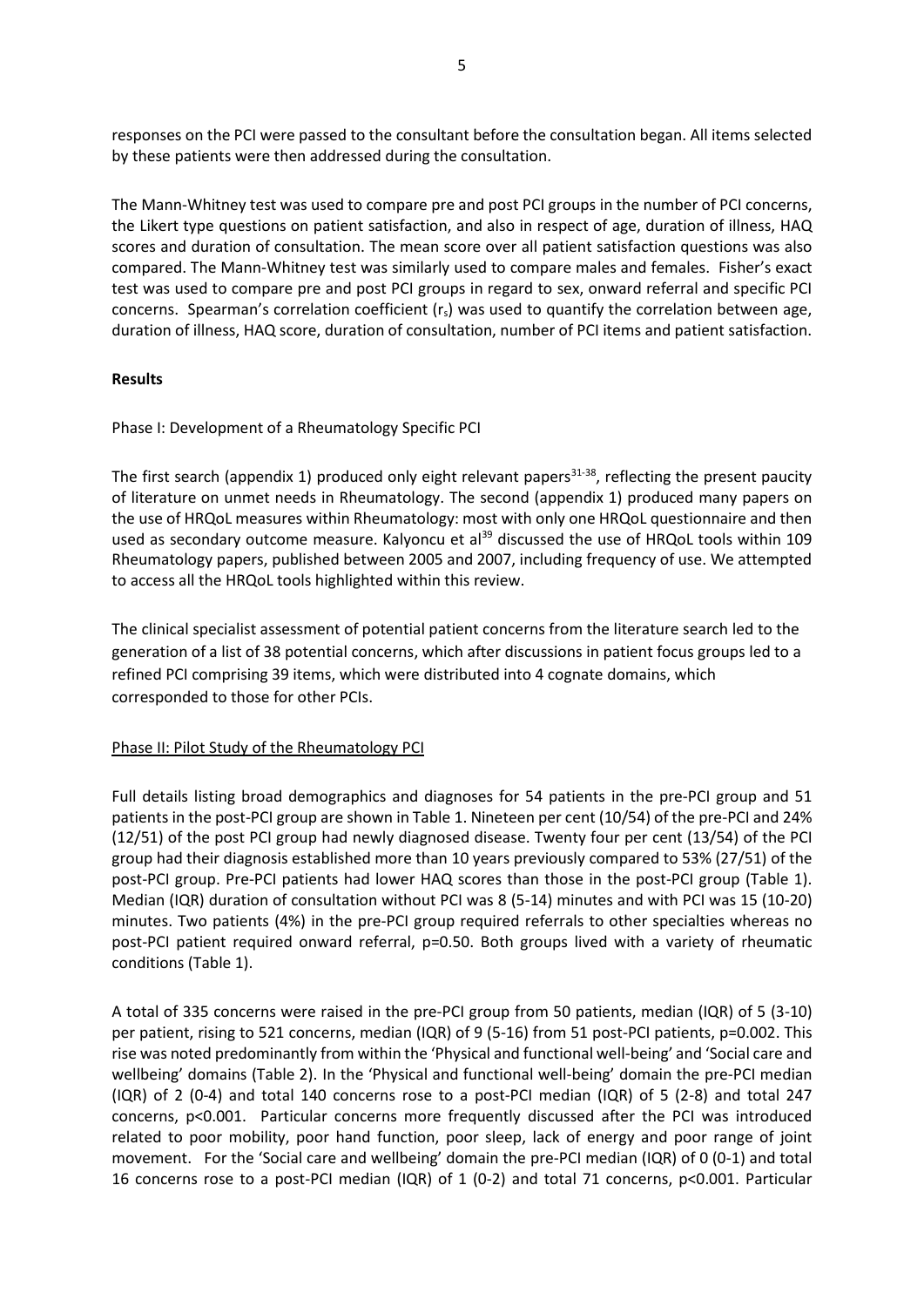responses on the PCI were passed to the consultant before the consultation began. All items selected by these patients were then addressed during the consultation.

The Mann-Whitney test was used to compare pre and post PCI groups in the number of PCI concerns, the Likert type questions on patient satisfaction, and also in respect of age, duration of illness, HAQ scores and duration of consultation. The mean score over all patient satisfaction questions was also compared. The Mann-Whitney test was similarly used to compare males and females. Fisher's exact test was used to compare pre and post PCI groups in regard to sex, onward referral and specific PCI concerns. Spearman's correlation coefficient ($r_s$) was used to quantify the correlation between age, duration of illness, HAQ score, duration of consultation, number of PCI items and patient satisfaction.

**Results**

Phase I: Development of a Rheumatology Specific PCI

The first search (appendix 1) produced only eight relevant papers[31-38], reflecting the present paucity of literature on unmet needs in Rheumatology. The second (appendix 1) produced many papers on the use of HRQoL measures within Rheumatology: most with only one HRQoL questionnaire and then used as secondary outcome measure. Kalyoncu et al[39] discussed the use of HRQoL tools within 109 Rheumatology papers, published between 2005 and 2007, including frequency of use. We attempted to access all the HRQoL tools highlighted within this review.

The clinical specialist assessment of potential patient concerns from the literature search led to the generation of a list of 38 potential concerns, which after discussions in patient focus groups led to a refined PCI comprising 39 items, which were distributed into 4 cognate domains, which corresponded to those for other PCIs.

<u>Phase II: Pilot Study of the Rheumatology PCI</u>

Full details listing broad demographics and diagnoses for 54 patients in the pre-PCI group and 51 patients in the post-PCI group are shown in Table 1. Nineteen per cent (10/54) of the pre-PCI and 24% (12/51) of the post PCI group had newly diagnosed disease. Twenty four per cent (13/54) of the PCI group had their diagnosis established more than 10 years previously compared to 53% (27/51) of the post-PCI group. Pre-PCI patients had lower HAQ scores than those in the post-PCI group (Table 1). Median (IQR) duration of consultation without PCI was 8 (5-14) minutes and with PCI was 15 (10-20) minutes. Two patients (4%) in the pre-PCI group required referrals to other specialties whereas no post-PCI patient required onward referral, p=0.50. Both groups lived with a variety of rheumatic conditions (Table 1).

A total of 335 concerns were raised in the pre-PCI group from 50 patients, median (IQR) of 5 (3-10) per patient, rising to 521 concerns, median (IQR) of 9 (5-16) from 51 post-PCI patients, p=0.002. This rise was noted predominantly from within the 'Physical and functional well-being' and 'Social care and wellbeing' domains (Table 2). In the 'Physical and functional well-being' domain the pre-PCI median (IQR) of 2 (0-4) and total 140 concerns rose to a post-PCI median (IQR) of 5 (2-8) and total 247 concerns, p<0.001. Particular concerns more frequently discussed after the PCI was introduced related to poor mobility, poor hand function, poor sleep, lack of energy and poor range of joint movement. For the 'Social care and wellbeing' domain the pre-PCI median (IQR) of 0 (0-1) and total 16 concerns rose to a post-PCI median (IQR) of 1 (0-2) and total 71 concerns, p<0.001. Particular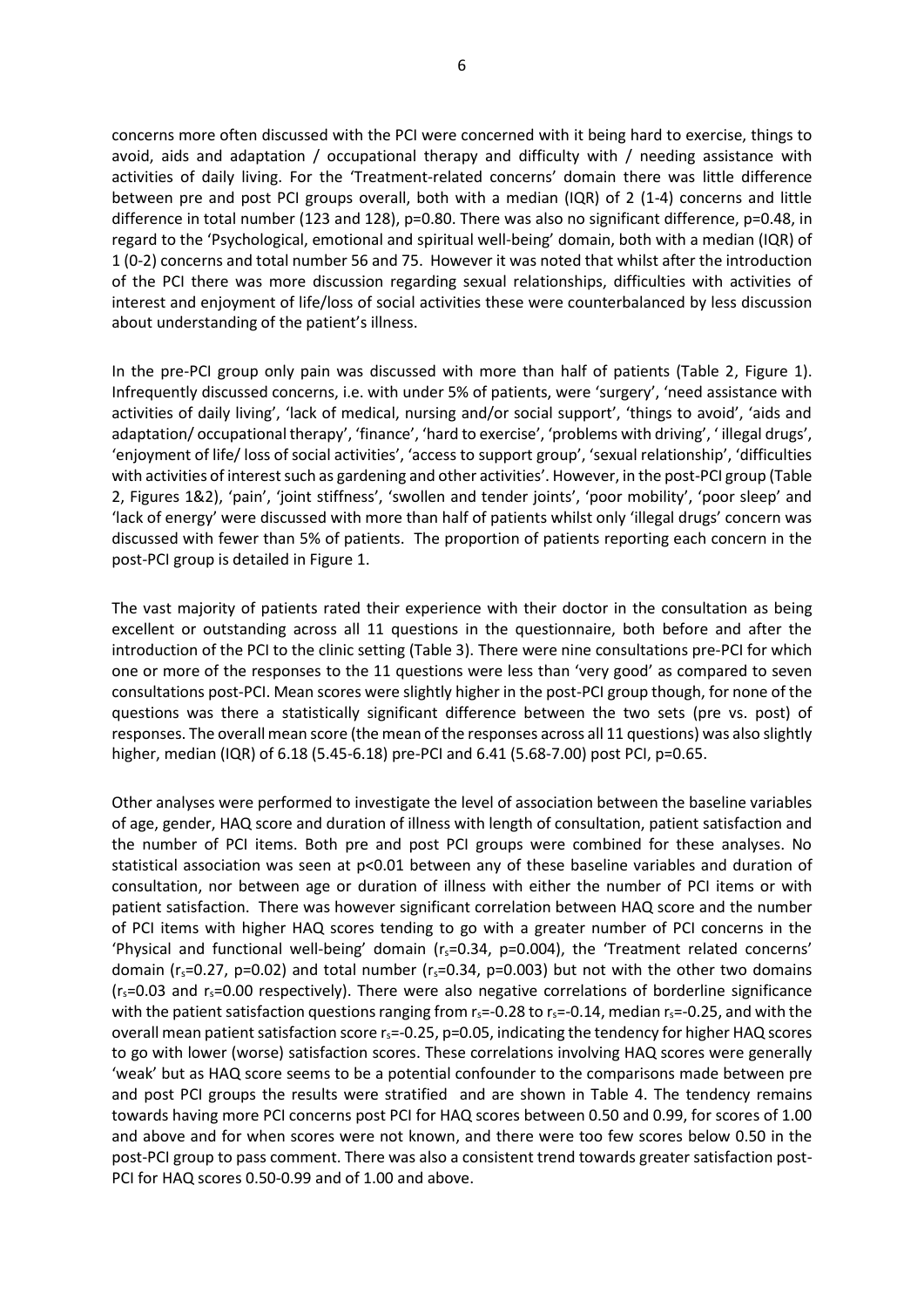concerns more often discussed with the PCI were concerned with it being hard to exercise, things to avoid, aids and adaptation / occupational therapy and difficulty with / needing assistance with activities of daily living. For the 'Treatment-related concerns' domain there was little difference between pre and post PCI groups overall, both with a median (IQR) of 2 (1-4) concerns and little difference in total number (123 and 128), p=0.80. There was also no significant difference, p=0.48, in regard to the 'Psychological, emotional and spiritual well-being' domain, both with a median (IQR) of 1 (0-2) concerns and total number 56 and 75. However it was noted that whilst after the introduction of the PCI there was more discussion regarding sexual relationships, difficulties with activities of interest and enjoyment of life/loss of social activities these were counterbalanced by less discussion about understanding of the patient's illness.

In the pre-PCI group only pain was discussed with more than half of patients (Table 2, Figure 1). Infrequently discussed concerns, i.e. with under 5% of patients, were 'surgery', 'need assistance with activities of daily living', 'lack of medical, nursing and/or social support', 'things to avoid', 'aids and adaptation/ occupational therapy', 'finance', 'hard to exercise', 'problems with driving', ' illegal drugs', 'enjoyment of life/ loss of social activities', 'access to support group', 'sexual relationship', 'difficulties with activities of interest such as gardening and other activities'. However, in the post-PCI group (Table 2, Figures 1&2), 'pain', 'joint stiffness', 'swollen and tender joints', 'poor mobility', 'poor sleep' and 'lack of energy' were discussed with more than half of patients whilst only 'illegal drugs' concern was discussed with fewer than 5% of patients. The proportion of patients reporting each concern in the post-PCI group is detailed in Figure 1.

The vast majority of patients rated their experience with their doctor in the consultation as being excellent or outstanding across all 11 questions in the questionnaire, both before and after the introduction of the PCI to the clinic setting (Table 3). There were nine consultations pre-PCI for which one or more of the responses to the 11 questions were less than 'very good' as compared to seven consultations post-PCI. Mean scores were slightly higher in the post-PCI group though, for none of the questions was there a statistically significant difference between the two sets (pre vs. post) of responses. The overall mean score (the mean of the responses across all 11 questions) was also slightly higher, median (IQR) of 6.18 (5.45-6.18) pre-PCI and 6.41 (5.68-7.00) post PCI, p=0.65.

Other analyses were performed to investigate the level of association between the baseline variables of age, gender, HAQ score and duration of illness with length of consultation, patient satisfaction and the number of PCI items. Both pre and post PCI groups were combined for these analyses. No statistical association was seen at p<0.01 between any of these baseline variables and duration of consultation, nor between age or duration of illness with either the number of PCI items or with patient satisfaction. There was however significant correlation between HAQ score and the number of PCI items with higher HAQ scores tending to go with a greater number of PCI concerns in the 'Physical and functional well-being' domain ($r_s$=0.34, p=0.004), the 'Treatment related concerns' domain ($r_s$=0.27, p=0.02) and total number ($r_s$=0.34, p=0.003) but not with the other two domains ($r_s$=0.03 and $r_s$=0.00 respectively). There were also negative correlations of borderline significance with the patient satisfaction questions ranging from $r_s$=-0.28 to $r_s$=-0.14, median $r_s$=-0.25, and with the overall mean patient satisfaction score $r_s$=-0.25, p=0.05, indicating the tendency for higher HAQ scores to go with lower (worse) satisfaction scores. These correlations involving HAQ scores were generally 'weak' but as HAQ score seems to be a potential confounder to the comparisons made between pre and post PCI groups the results were stratified and are shown in Table 4. The tendency remains towards having more PCI concerns post PCI for HAQ scores between 0.50 and 0.99, for scores of 1.00 and above and for when scores were not known, and there were too few scores below 0.50 in the post-PCI group to pass comment. There was also a consistent trend towards greater satisfaction post-PCI for HAQ scores 0.50-0.99 and of 1.00 and above.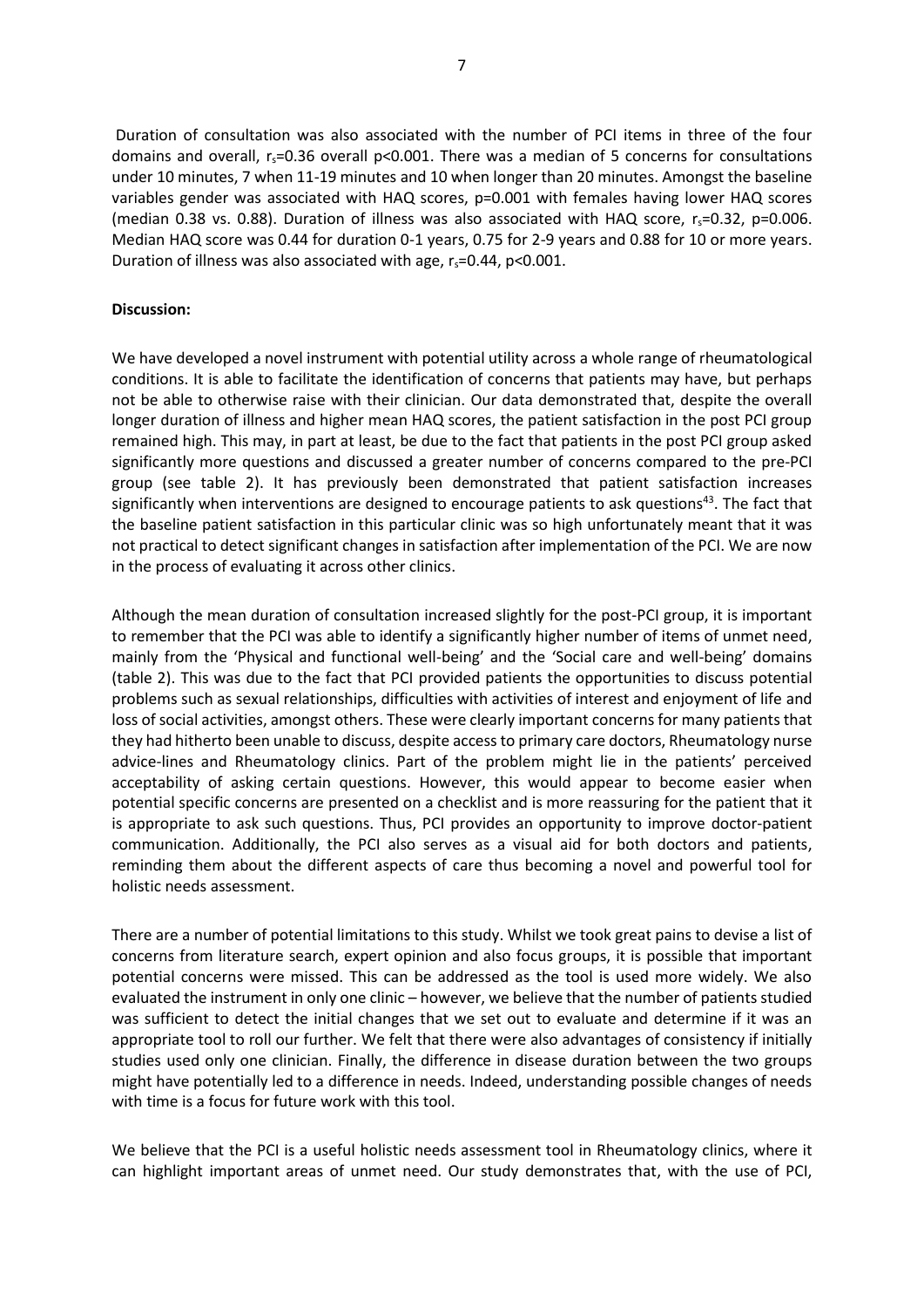Duration of consultation was also associated with the number of PCI items in three of the four domains and overall, $r_s$=0.36 overall p<0.001. There was a median of 5 concerns for consultations under 10 minutes, 7 when 11-19 minutes and 10 when longer than 20 minutes. Amongst the baseline variables gender was associated with HAQ scores, p=0.001 with females having lower HAQ scores (median 0.38 vs. 0.88). Duration of illness was also associated with HAQ score, $r_s$=0.32, p=0.006. Median HAQ score was 0.44 for duration 0-1 years, 0.75 for 2-9 years and 0.88 for 10 or more years. Duration of illness was also associated with age, $r_s$=0.44, p<0.001.

**Discussion:**

We have developed a novel instrument with potential utility across a whole range of rheumatological conditions. It is able to facilitate the identification of concerns that patients may have, but perhaps not be able to otherwise raise with their clinician. Our data demonstrated that, despite the overall longer duration of illness and higher mean HAQ scores, the patient satisfaction in the post PCI group remained high. This may, in part at least, be due to the fact that patients in the post PCI group asked significantly more questions and discussed a greater number of concerns compared to the pre-PCI group (see table 2). It has previously been demonstrated that patient satisfaction increases significantly when interventions are designed to encourage patients to ask questions[43]. The fact that the baseline patient satisfaction in this particular clinic was so high unfortunately meant that it was not practical to detect significant changes in satisfaction after implementation of the PCI. We are now in the process of evaluating it across other clinics.

Although the mean duration of consultation increased slightly for the post-PCI group, it is important to remember that the PCI was able to identify a significantly higher number of items of unmet need, mainly from the 'Physical and functional well-being' and the 'Social care and well-being' domains (table 2). This was due to the fact that PCI provided patients the opportunities to discuss potential problems such as sexual relationships, difficulties with activities of interest and enjoyment of life and loss of social activities, amongst others. These were clearly important concerns for many patients that they had hitherto been unable to discuss, despite access to primary care doctors, Rheumatology nurse advice-lines and Rheumatology clinics. Part of the problem might lie in the patients' perceived acceptability of asking certain questions. However, this would appear to become easier when potential specific concerns are presented on a checklist and is more reassuring for the patient that it is appropriate to ask such questions. Thus, PCI provides an opportunity to improve doctor-patient communication. Additionally, the PCI also serves as a visual aid for both doctors and patients, reminding them about the different aspects of care thus becoming a novel and powerful tool for holistic needs assessment.

There are a number of potential limitations to this study. Whilst we took great pains to devise a list of concerns from literature search, expert opinion and also focus groups, it is possible that important potential concerns were missed. This can be addressed as the tool is used more widely. We also evaluated the instrument in only one clinic – however, we believe that the number of patients studied was sufficient to detect the initial changes that we set out to evaluate and determine if it was an appropriate tool to roll our further. We felt that there were also advantages of consistency if initially studies used only one clinician. Finally, the difference in disease duration between the two groups might have potentially led to a difference in needs. Indeed, understanding possible changes of needs with time is a focus for future work with this tool.

We believe that the PCI is a useful holistic needs assessment tool in Rheumatology clinics, where it can highlight important areas of unmet need. Our study demonstrates that, with the use of PCI,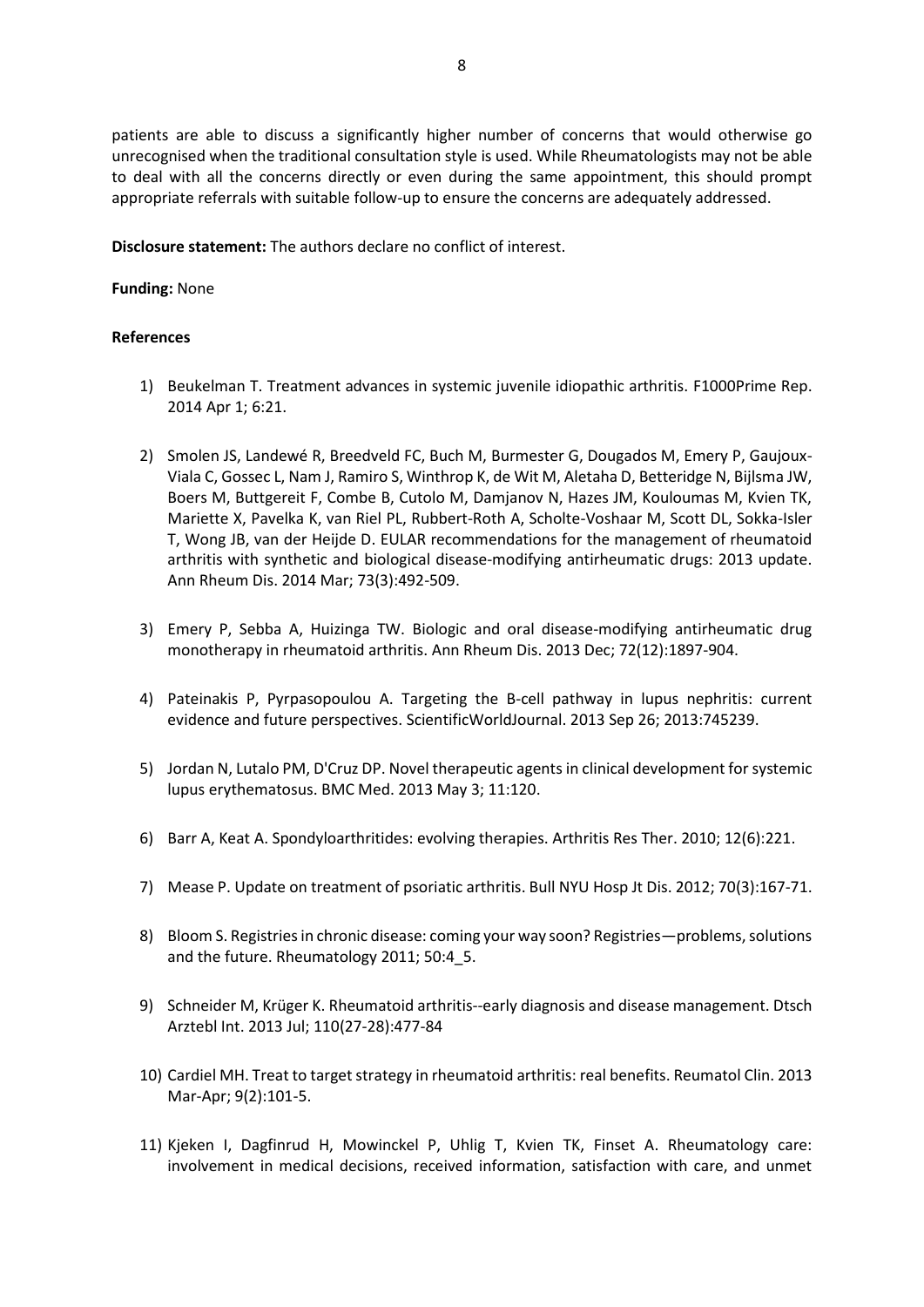patients are able to discuss a significantly higher number of concerns that would otherwise go unrecognised when the traditional consultation style is used. While Rheumatologists may not be able to deal with all the concerns directly or even during the same appointment, this should prompt appropriate referrals with suitable follow-up to ensure the concerns are adequately addressed.

**Disclosure statement:** The authors declare no conflict of interest.

**Funding:** None

**References**

1) Beukelman T. Treatment advances in systemic juvenile idiopathic arthritis. F1000Prime Rep. 2014 Apr 1; 6:21.

2) Smolen JS, Landewé R, Breedveld FC, Buch M, Burmester G, Dougados M, Emery P, Gaujoux-Viala C, Gossec L, Nam J, Ramiro S, Winthrop K, de Wit M, Aletaha D, Betteridge N, Bijlsma JW, Boers M, Buttgereit F, Combe B, Cutolo M, Damjanov N, Hazes JM, Kouloumas M, Kvien TK, Mariette X, Pavelka K, van Riel PL, Rubbert-Roth A, Scholte-Voshaar M, Scott DL, Sokka-Isler T, Wong JB, van der Heijde D. EULAR recommendations for the management of rheumatoid arthritis with synthetic and biological disease-modifying antirheumatic drugs: 2013 update. Ann Rheum Dis. 2014 Mar; 73(3):492-509.

3) Emery P, Sebba A, Huizinga TW. Biologic and oral disease-modifying antirheumatic drug monotherapy in rheumatoid arthritis. Ann Rheum Dis. 2013 Dec; 72(12):1897-904.

4) Pateinakis P, Pyrpasopoulou A. Targeting the B-cell pathway in lupus nephritis: current evidence and future perspectives. ScientificWorldJournal. 2013 Sep 26; 2013:745239.

5) Jordan N, Lutalo PM, D'Cruz DP. Novel therapeutic agents in clinical development for systemic lupus erythematosus. BMC Med. 2013 May 3; 11:120.

6) Barr A, Keat A. Spondyloarthritides: evolving therapies. Arthritis Res Ther. 2010; 12(6):221.

7) Mease P. Update on treatment of psoriatic arthritis. Bull NYU Hosp Jt Dis. 2012; 70(3):167-71.

8) Bloom S. Registries in chronic disease: coming your way soon? Registries—problems, solutions and the future. Rheumatology 2011; 50:4_5.

9) Schneider M, Krüger K. Rheumatoid arthritis--early diagnosis and disease management. Dtsch Arztebl Int. 2013 Jul; 110(27-28):477-84

10) Cardiel MH. Treat to target strategy in rheumatoid arthritis: real benefits. Reumatol Clin. 2013 Mar-Apr; 9(2):101-5.

11) Kjeken I, Dagfinrud H, Mowinckel P, Uhlig T, Kvien TK, Finset A. Rheumatology care: involvement in medical decisions, received information, satisfaction with care, and unmet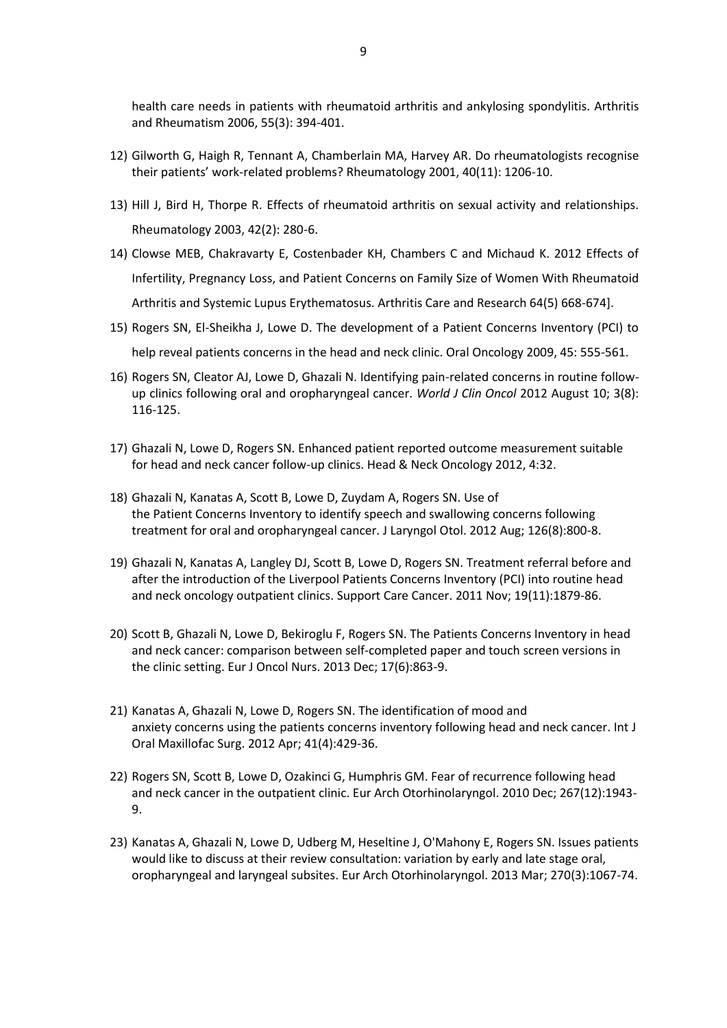health care needs in patients with rheumatoid arthritis and ankylosing spondylitis. Arthritis and Rheumatism 2006, 55(3): 394-401.

12) Gilworth G, Haigh R, Tennant A, Chamberlain MA, Harvey AR. Do rheumatologists recognise their patients' work-related problems? Rheumatology 2001, 40(11): 1206-10.

13) Hill J, Bird H, Thorpe R. Effects of rheumatoid arthritis on sexual activity and relationships. Rheumatology 2003, 42(2): 280-6.

14) Clowse MEB, Chakravarty E, Costenbader KH, Chambers C and Michaud K. 2012 Effects of Infertility, Pregnancy Loss, and Patient Concerns on Family Size of Women With Rheumatoid Arthritis and Systemic Lupus Erythematosus. Arthritis Care and Research 64(5) 668-674].

15) Rogers SN, El-Sheikha J, Lowe D. The development of a Patient Concerns Inventory (PCI) to help reveal patients concerns in the head and neck clinic. Oral Oncology 2009, 45: 555-561.

16) Rogers SN, Cleator AJ, Lowe D, Ghazali N. Identifying pain-related concerns in routine follow-up clinics following oral and oropharyngeal cancer. *World J Clin Oncol* 2012 August 10; 3(8): 116-125.

17) Ghazali N, Lowe D, Rogers SN. Enhanced patient reported outcome measurement suitable for head and neck cancer follow-up clinics. Head & Neck Oncology 2012, 4:32.

18) Ghazali N, Kanatas A, Scott B, Lowe D, Zuydam A, Rogers SN. Use of the Patient Concerns Inventory to identify speech and swallowing concerns following treatment for oral and oropharyngeal cancer. J Laryngol Otol. 2012 Aug; 126(8):800-8.

19) Ghazali N, Kanatas A, Langley DJ, Scott B, Lowe D, Rogers SN. Treatment referral before and after the introduction of the Liverpool Patients Concerns Inventory (PCI) into routine head and neck oncology outpatient clinics. Support Care Cancer. 2011 Nov; 19(11):1879-86.

20) Scott B, Ghazali N, Lowe D, Bekiroglu F, Rogers SN. The Patients Concerns Inventory in head and neck cancer: comparison between self-completed paper and touch screen versions in the clinic setting. Eur J Oncol Nurs. 2013 Dec; 17(6):863-9.

21) Kanatas A, Ghazali N, Lowe D, Rogers SN. The identification of mood and anxiety concerns using the patients concerns inventory following head and neck cancer. Int J Oral Maxillofac Surg. 2012 Apr; 41(4):429-36.

22) Rogers SN, Scott B, Lowe D, Ozakinci G, Humphris GM. Fear of recurrence following head and neck cancer in the outpatient clinic. Eur Arch Otorhinolaryngol. 2010 Dec; 267(12):1943-9.

23) Kanatas A, Ghazali N, Lowe D, Udberg M, Heseltine J, O'Mahony E, Rogers SN. Issues patients would like to discuss at their review consultation: variation by early and late stage oral, oropharyngeal and laryngeal subsites. Eur Arch Otorhinolaryngol. 2013 Mar; 270(3):1067-74.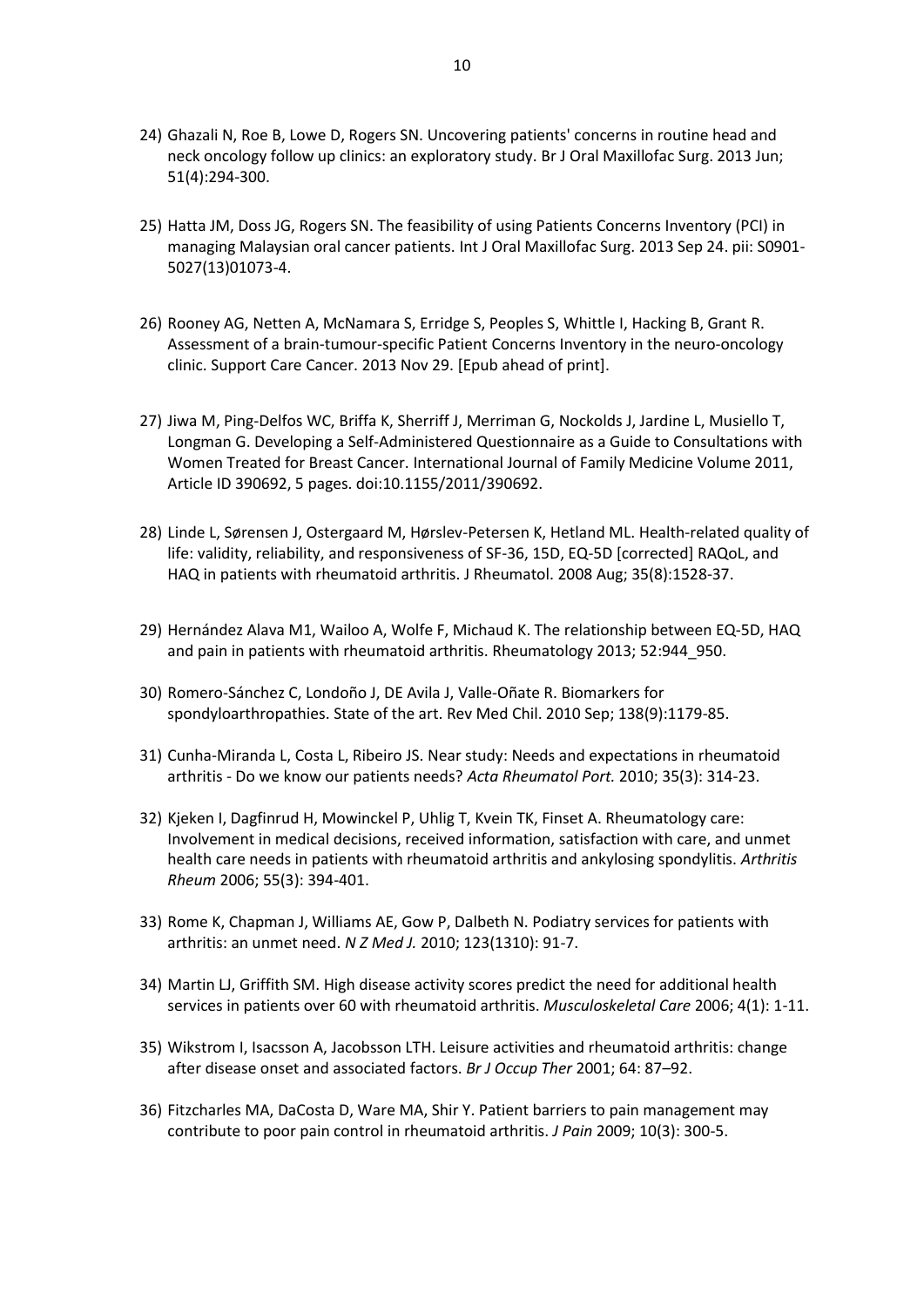24) Ghazali N, Roe B, Lowe D, Rogers SN. Uncovering patients' concerns in routine head and neck oncology follow up clinics: an exploratory study. Br J Oral Maxillofac Surg. 2013 Jun; 51(4):294-300.

25) Hatta JM, Doss JG, Rogers SN. The feasibility of using Patients Concerns Inventory (PCI) in managing Malaysian oral cancer patients. Int J Oral Maxillofac Surg. 2013 Sep 24. pii: S0901-5027(13)01073-4.

26) Rooney AG, Netten A, McNamara S, Erridge S, Peoples S, Whittle I, Hacking B, Grant R. Assessment of a brain-tumour-specific Patient Concerns Inventory in the neuro-oncology clinic. Support Care Cancer. 2013 Nov 29. [Epub ahead of print].

27) Jiwa M, Ping-Delfos WC, Briffa K, Sherriff J, Merriman G, Nockolds J, Jardine L, Musiello T, Longman G. Developing a Self-Administered Questionnaire as a Guide to Consultations with Women Treated for Breast Cancer. International Journal of Family Medicine Volume 2011, Article ID 390692, 5 pages. doi:10.1155/2011/390692.

28) Linde L, Sørensen J, Ostergaard M, Hørslev-Petersen K, Hetland ML. Health-related quality of life: validity, reliability, and responsiveness of SF-36, 15D, EQ-5D [corrected] RAQoL, and HAQ in patients with rheumatoid arthritis. J Rheumatol. 2008 Aug; 35(8):1528-37.

29) Hernández Alava M1, Wailoo A, Wolfe F, Michaud K. The relationship between EQ-5D, HAQ and pain in patients with rheumatoid arthritis. Rheumatology 2013; 52:944_950.

30) Romero-Sánchez C, Londoño J, DE Avila J, Valle-Oñate R. Biomarkers for spondyloarthropathies. State of the art. Rev Med Chil. 2010 Sep; 138(9):1179-85.

31) Cunha-Miranda L, Costa L, Ribeiro JS. Near study: Needs and expectations in rheumatoid arthritis - Do we know our patients needs? *Acta Rheumatol Port.* 2010; 35(3): 314-23.

32) Kjeken I, Dagfinrud H, Mowinckel P, Uhlig T, Kvein TK, Finset A. Rheumatology care: Involvement in medical decisions, received information, satisfaction with care, and unmet health care needs in patients with rheumatoid arthritis and ankylosing spondylitis. *Arthritis Rheum* 2006; 55(3): 394-401.

33) Rome K, Chapman J, Williams AE, Gow P, Dalbeth N. Podiatry services for patients with arthritis: an unmet need. *N Z Med J.* 2010; 123(1310): 91-7.

34) Martin LJ, Griffith SM. High disease activity scores predict the need for additional health services in patients over 60 with rheumatoid arthritis. *Musculoskeletal Care* 2006; 4(1): 1-11.

35) Wikstrom I, Isacsson A, Jacobsson LTH. Leisure activities and rheumatoid arthritis: change after disease onset and associated factors. *Br J Occup Ther* 2001; 64: 87–92.

36) Fitzcharles MA, DaCosta D, Ware MA, Shir Y. Patient barriers to pain management may contribute to poor pain control in rheumatoid arthritis. *J Pain* 2009; 10(3): 300-5.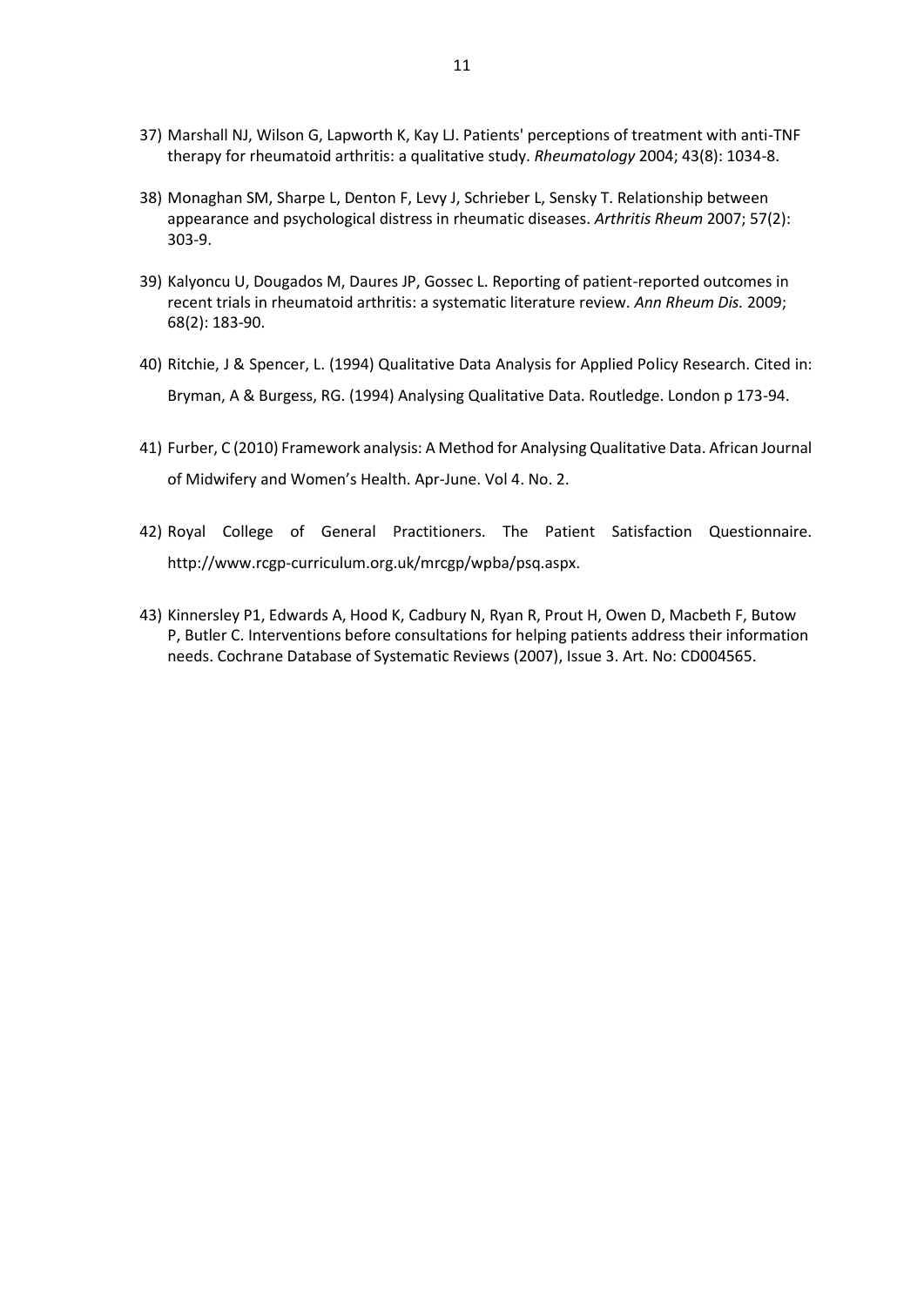37) Marshall NJ, Wilson G, Lapworth K, Kay LJ. Patients' perceptions of treatment with anti-TNF therapy for rheumatoid arthritis: a qualitative study. *Rheumatology* 2004; 43(8): 1034-8.

38) Monaghan SM, Sharpe L, Denton F, Levy J, Schrieber L, Sensky T. Relationship between appearance and psychological distress in rheumatic diseases. *Arthritis Rheum* 2007; 57(2): 303-9.

39) Kalyoncu U, Dougados M, Daures JP, Gossec L. Reporting of patient-reported outcomes in recent trials in rheumatoid arthritis: a systematic literature review. *Ann Rheum Dis.* 2009; 68(2): 183-90.

40) Ritchie, J & Spencer, L. (1994) Qualitative Data Analysis for Applied Policy Research. Cited in: Bryman, A & Burgess, RG. (1994) Analysing Qualitative Data. Routledge. London p 173-94.

41) Furber, C (2010) Framework analysis: A Method for Analysing Qualitative Data. African Journal of Midwifery and Women's Health. Apr-June. Vol 4. No. 2.

42) Royal College of General Practitioners. The Patient Satisfaction Questionnaire. http://www.rcgp-curriculum.org.uk/mrcgp/wpba/psq.aspx.

43) Kinnersley P1, Edwards A, Hood K, Cadbury N, Ryan R, Prout H, Owen D, Macbeth F, Butow P, Butler C. Interventions before consultations for helping patients address their information needs. Cochrane Database of Systematic Reviews (2007), Issue 3. Art. No: CD004565.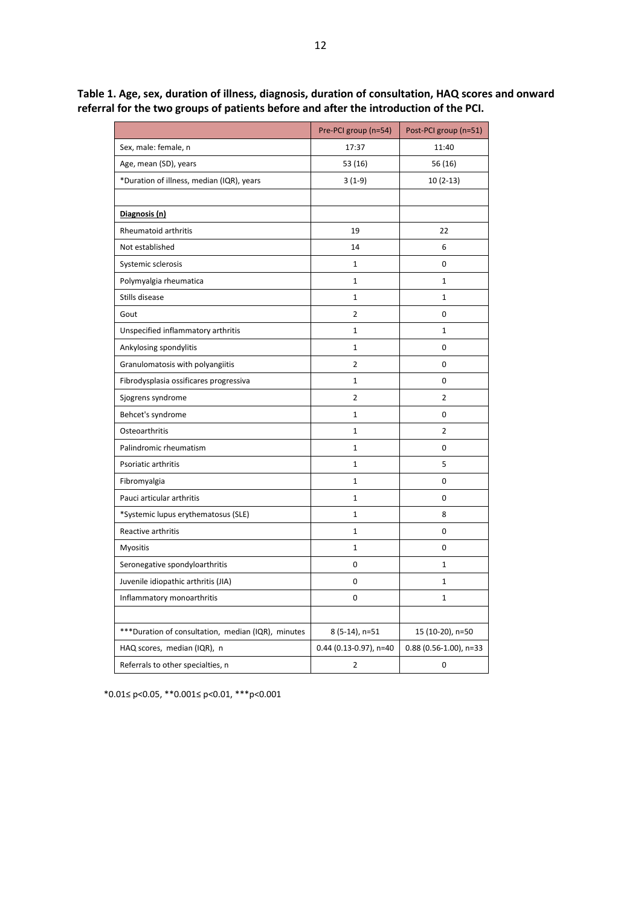**Table 1. Age, sex, duration of illness, diagnosis, duration of consultation, HAQ scores and onward referral for the two groups of patients before and after the introduction of the PCI.**

| | Pre-PCI group (n=54) | Post-PCI group (n=51) |
|---|---|---|
| Sex, male: female, n | 17:37 | 11:40 |
| Age, mean (SD), years | 53 (16) | 56 (16) |
| *Duration of illness, median (IQR), years | 3 (1-9) | 10 (2-13) |
| | | |
| **Diagnosis (n)** | | |
| Rheumatoid arthritis | 19 | 22 |
| Not established | 14 | 6 |
| Systemic sclerosis | 1 | 0 |
| Polymyalgia rheumatica | 1 | 1 |
| Stills disease | 1 | 1 |
| Gout | 2 | 0 |
| Unspecified inflammatory arthritis | 1 | 1 |
| Ankylosing spondylitis | 1 | 0 |
| Granulomatosis with polyangiitis | 2 | 0 |
| Fibrodysplasia ossificares progressiva | 1 | 0 |
| Sjogrens syndrome | 2 | 2 |
| Behcet's syndrome | 1 | 0 |
| Osteoarthritis | 1 | 2 |
| Palindromic rheumatism | 1 | 0 |
| Psoriatic arthritis | 1 | 5 |
| Fibromyalgia | 1 | 0 |
| Pauci articular arthritis | 1 | 0 |
| *Systemic lupus erythematosus (SLE) | 1 | 8 |
| Reactive arthritis | 1 | 0 |
| Myositis | 1 | 0 |
| Seronegative spondyloarthritis | 0 | 1 |
| Juvenile idiopathic arthritis (JIA) | 0 | 1 |
| Inflammatory monoarthritis | 0 | 1 |
| | | |
| ***Duration of consultation, median (IQR), minutes | 8 (5-14), n=51 | 15 (10-20), n=50 |
| HAQ scores, median (IQR), n | 0.44 (0.13-0.97), n=40 | 0.88 (0.56-1.00), n=33 |
| Referrals to other specialties, n | 2 | 0 |

*$0.01 \leq p < 0.05$, **$0.001 \leq p < 0.01$, ***$p < 0.001$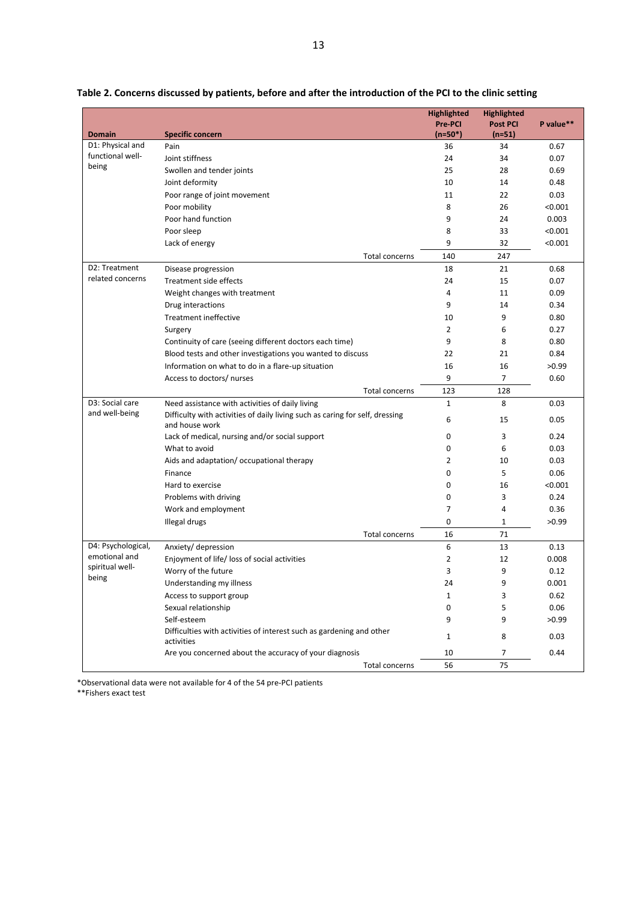**Table 2. Concerns discussed by patients, before and after the introduction of the PCI to the clinic setting**

| Domain | Specific concern | Highlighted Pre-PCI (n=50*) | Highlighted Post PCI (n=51) | P value** |
|---|---|---|---|---|
| D1: Physical and functional well-being | Pain | 36 | 34 | 0.67 |
| | Joint stiffness | 24 | 34 | 0.07 |
| | Swollen and tender joints | 25 | 28 | 0.69 |
| | Joint deformity | 10 | 14 | 0.48 |
| | Poor range of joint movement | 11 | 22 | 0.03 |
| | Poor mobility | 8 | 26 | <0.001 |
| | Poor hand function | 9 | 24 | 0.003 |
| | Poor sleep | 8 | 33 | <0.001 |
| | Lack of energy | 9 | 32 | <0.001 |
| | Total concerns | 140 | 247 | |
| D2: Treatment related concerns | Disease progression | 18 | 21 | 0.68 |
| | Treatment side effects | 24 | 15 | 0.07 |
| | Weight changes with treatment | 4 | 11 | 0.09 |
| | Drug interactions | 9 | 14 | 0.34 |
| | Treatment ineffective | 10 | 9 | 0.80 |
| | Surgery | 2 | 6 | 0.27 |
| | Continuity of care (seeing different doctors each time) | 9 | 8 | 0.80 |
| | Blood tests and other investigations you wanted to discuss | 22 | 21 | 0.84 |
| | Information on what to do in a flare-up situation | 16 | 16 | >0.99 |
| | Access to doctors/ nurses | 9 | 7 | 0.60 |
| | Total concerns | 123 | 128 | |
| D3: Social care and well-being | Need assistance with activities of daily living | 1 | 8 | 0.03 |
| | Difficulty with activities of daily living such as caring for self, dressing and house work | 6 | 15 | 0.05 |
| | Lack of medical, nursing and/or social support | 0 | 3 | 0.24 |
| | What to avoid | 0 | 6 | 0.03 |
| | Aids and adaptation/ occupational therapy | 2 | 10 | 0.03 |
| | Finance | 0 | 5 | 0.06 |
| | Hard to exercise | 0 | 16 | <0.001 |
| | Problems with driving | 0 | 3 | 0.24 |
| | Work and employment | 7 | 4 | 0.36 |
| | Illegal drugs | 0 | 1 | >0.99 |
| | Total concerns | 16 | 71 | |
| D4: Psychological, emotional and spiritual well-being | Anxiety/ depression | 6 | 13 | 0.13 |
| | Enjoyment of life/ loss of social activities | 2 | 12 | 0.008 |
| | Worry of the future | 3 | 9 | 0.12 |
| | Understanding my illness | 24 | 9 | 0.001 |
| | Access to support group | 1 | 3 | 0.62 |
| | Sexual relationship | 0 | 5 | 0.06 |
| | Self-esteem | 9 | 9 | >0.99 |
| | Difficulties with activities of interest such as gardening and other activities | 1 | 8 | 0.03 |
| | Are you concerned about the accuracy of your diagnosis | 10 | 7 | 0.44 |
| | Total concerns | 56 | 75 | |

*Observational data were not available for 4 of the 54 pre-PCI patients

**Fishers exact test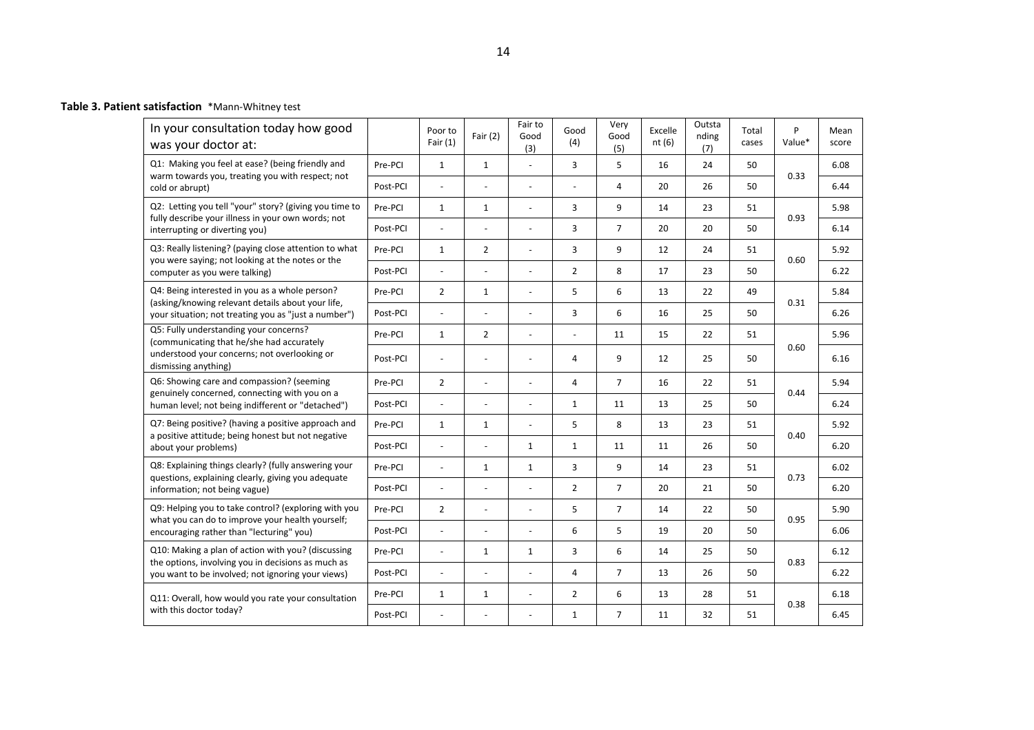**Table 3. Patient satisfaction** *Mann-Whitney test

| In your consultation today how good was your doctor at: | | Poor to Fair (1) | Fair (2) | Fair to Good (3) | Good (4) | Very Good (5) | Excellent (6) | Outstanding (7) | Total cases | P Value* | Mean score |
|---|---|---|---|---|---|---|---|---|---|---|---|
| Q1: Making you feel at ease? (being friendly and warm towards you, treating you with respect; not cold or abrupt) | Pre-PCI | 1 | 1 | - | 3 | 5 | 16 | 24 | 50 | 0.33 | 6.08 |
| | Post-PCI | - | - | - | - | 4 | 20 | 26 | 50 | | 6.44 |
| Q2: Letting you tell "your" story? (giving you time to fully describe your illness in your own words; not interrupting or diverting you) | Pre-PCI | 1 | 1 | - | 3 | 9 | 14 | 23 | 51 | 0.93 | 5.98 |
| | Post-PCI | - | - | - | 3 | 7 | 20 | 20 | 50 | | 6.14 |
| Q3: Really listening? (paying close attention to what you were saying; not looking at the notes or the computer as you were talking) | Pre-PCI | 1 | 2 | - | 3 | 9 | 12 | 24 | 51 | 0.60 | 5.92 |
| | Post-PCI | - | - | - | 2 | 8 | 17 | 23 | 50 | | 6.22 |
| Q4: Being interested in you as a whole person? (asking/knowing relevant details about your life, your situation; not treating you as "just a number") | Pre-PCI | 2 | 1 | - | 5 | 6 | 13 | 22 | 49 | 0.31 | 5.84 |
| | Post-PCI | - | - | - | 3 | 6 | 16 | 25 | 50 | | 6.26 |
| Q5: Fully understanding your concerns? (communicating that he/she had accurately understood your concerns; not overlooking or dismissing anything) | Pre-PCI | 1 | 2 | - | - | 11 | 15 | 22 | 51 | 0.60 | 5.96 |
| | Post-PCI | - | - | - | 4 | 9 | 12 | 25 | 50 | | 6.16 |
| Q6: Showing care and compassion? (seeming genuinely concerned, connecting with you on a human level; not being indifferent or "detached") | Pre-PCI | 2 | - | - | 4 | 7 | 16 | 22 | 51 | 0.44 | 5.94 |
| | Post-PCI | - | - | - | 1 | 11 | 13 | 25 | 50 | | 6.24 |
| Q7: Being positive? (having a positive approach and a positive attitude; being honest but not negative about your problems) | Pre-PCI | 1 | 1 | - | 5 | 8 | 13 | 23 | 51 | 0.40 | 5.92 |
| | Post-PCI | - | - | 1 | 1 | 11 | 11 | 26 | 50 | | 6.20 |
| Q8: Explaining things clearly? (fully answering your questions, explaining clearly, giving you adequate information; not being vague) | Pre-PCI | - | 1 | 1 | 3 | 9 | 14 | 23 | 51 | 0.73 | 6.02 |
| | Post-PCI | - | - | - | 2 | 7 | 20 | 21 | 50 | | 6.20 |
| Q9: Helping you to take control? (exploring with you what you can do to improve your health yourself; encouraging rather than "lecturing" you) | Pre-PCI | 2 | - | - | 5 | 7 | 14 | 22 | 50 | 0.95 | 5.90 |
| | Post-PCI | - | - | - | 6 | 5 | 19 | 20 | 50 | | 6.06 |
| Q10: Making a plan of action with you? (discussing the options, involving you in decisions as much as you want to be involved; not ignoring your views) | Pre-PCI | - | 1 | 1 | 3 | 6 | 14 | 25 | 50 | 0.83 | 6.12 |
| | Post-PCI | - | - | - | 4 | 7 | 13 | 26 | 50 | | 6.22 |
| Q11: Overall, how would you rate your consultation with this doctor today? | Pre-PCI | 1 | 1 | - | 2 | 6 | 13 | 28 | 51 | 0.38 | 6.18 |
| | Post-PCI | - | - | - | 1 | 7 | 11 | 32 | 51 | | 6.45 |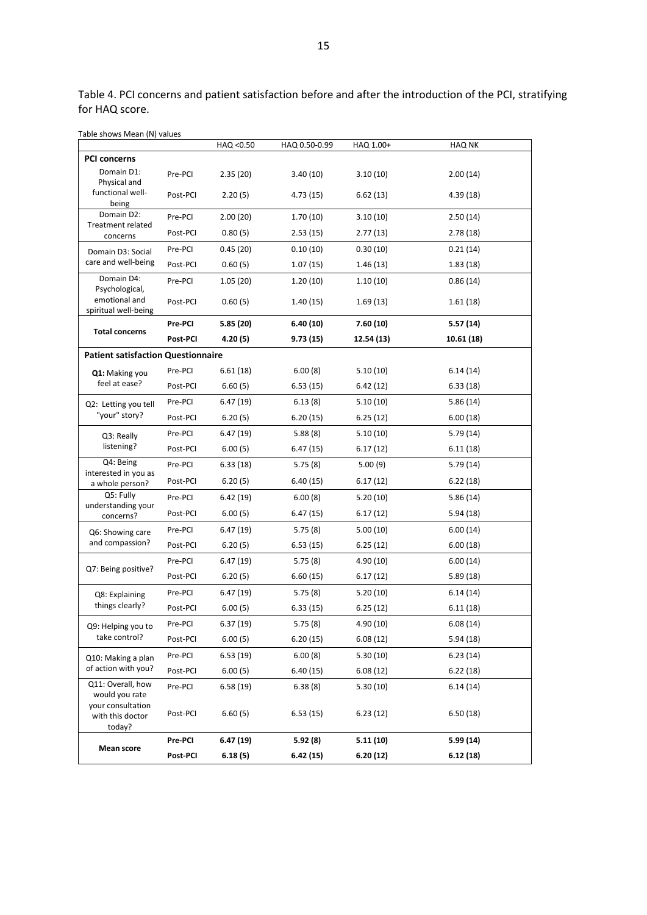Table 4. PCI concerns and patient satisfaction before and after the introduction of the PCI, stratifying for HAQ score.

Table shows Mean (N) values

| | | HAQ <0.50 | HAQ 0.50-0.99 | HAQ 1.00+ | HAQ NK |
|---|---|---|---|---|---|
| **PCI concerns** | | | | | |
| Domain D1: Physical and functional well-being | Pre-PCI | 2.35 (20) | 3.40 (10) | 3.10 (10) | 2.00 (14) |
| | Post-PCI | 2.20 (5) | 4.73 (15) | 6.62 (13) | 4.39 (18) |
| Domain D2: Treatment related concerns | Pre-PCI | 2.00 (20) | 1.70 (10) | 3.10 (10) | 2.50 (14) |
| | Post-PCI | 0.80 (5) | 2.53 (15) | 2.77 (13) | 2.78 (18) |
| Domain D3: Social care and well-being | Pre-PCI | 0.45 (20) | 0.10 (10) | 0.30 (10) | 0.21 (14) |
| | Post-PCI | 0.60 (5) | 1.07 (15) | 1.46 (13) | 1.83 (18) |
| Domain D4: Psychological, emotional and spiritual well-being | Pre-PCI | 1.05 (20) | 1.20 (10) | 1.10 (10) | 0.86 (14) |
| | Post-PCI | 0.60 (5) | 1.40 (15) | 1.69 (13) | 1.61 (18) |
| **Total concerns** | **Pre-PCI** | **5.85 (20)** | **6.40 (10)** | **7.60 (10)** | **5.57 (14)** |
| | **Post-PCI** | **4.20 (5)** | **9.73 (15)** | **12.54 (13)** | **10.61 (18)** |
| **Patient satisfaction Questionnaire** | | | | | |
| **Q1:** Making you feel at ease? | Pre-PCI | 6.61 (18) | 6.00 (8) | 5.10 (10) | 6.14 (14) |
| | Post-PCI | 6.60 (5) | 6.53 (15) | 6.42 (12) | 6.33 (18) |
| Q2: Letting you tell "your" story? | Pre-PCI | 6.47 (19) | 6.13 (8) | 5.10 (10) | 5.86 (14) |
| | Post-PCI | 6.20 (5) | 6.20 (15) | 6.25 (12) | 6.00 (18) |
| Q3: Really listening? | Pre-PCI | 6.47 (19) | 5.88 (8) | 5.10 (10) | 5.79 (14) |
| | Post-PCI | 6.00 (5) | 6.47 (15) | 6.17 (12) | 6.11 (18) |
| Q4: Being interested in you as a whole person? | Pre-PCI | 6.33 (18) | 5.75 (8) | 5.00 (9) | 5.79 (14) |
| | Post-PCI | 6.20 (5) | 6.40 (15) | 6.17 (12) | 6.22 (18) |
| Q5: Fully understanding your concerns? | Pre-PCI | 6.42 (19) | 6.00 (8) | 5.20 (10) | 5.86 (14) |
| | Post-PCI | 6.00 (5) | 6.47 (15) | 6.17 (12) | 5.94 (18) |
| Q6: Showing care and compassion? | Pre-PCI | 6.47 (19) | 5.75 (8) | 5.00 (10) | 6.00 (14) |
| | Post-PCI | 6.20 (5) | 6.53 (15) | 6.25 (12) | 6.00 (18) |
| Q7: Being positive? | Pre-PCI | 6.47 (19) | 5.75 (8) | 4.90 (10) | 6.00 (14) |
| | Post-PCI | 6.20 (5) | 6.60 (15) | 6.17 (12) | 5.89 (18) |
| Q8: Explaining things clearly? | Pre-PCI | 6.47 (19) | 5.75 (8) | 5.20 (10) | 6.14 (14) |
| | Post-PCI | 6.00 (5) | 6.33 (15) | 6.25 (12) | 6.11 (18) |
| Q9: Helping you to take control? | Pre-PCI | 6.37 (19) | 5.75 (8) | 4.90 (10) | 6.08 (14) |
| | Post-PCI | 6.00 (5) | 6.20 (15) | 6.08 (12) | 5.94 (18) |
| Q10: Making a plan of action with you? | Pre-PCI | 6.53 (19) | 6.00 (8) | 5.30 (10) | 6.23 (14) |
| | Post-PCI | 6.00 (5) | 6.40 (15) | 6.08 (12) | 6.22 (18) |
| Q11: Overall, how would you rate your consultation with this doctor today? | Pre-PCI | 6.58 (19) | 6.38 (8) | 5.30 (10) | 6.14 (14) |
| | Post-PCI | 6.60 (5) | 6.53 (15) | 6.23 (12) | 6.50 (18) |
| **Mean score** | **Pre-PCI** | **6.47 (19)** | **5.92 (8)** | **5.11 (10)** | **5.99 (14)** |
| | **Post-PCI** | **6.18 (5)** | **6.42 (15)** | **6.20 (12)** | **6.12 (18)** |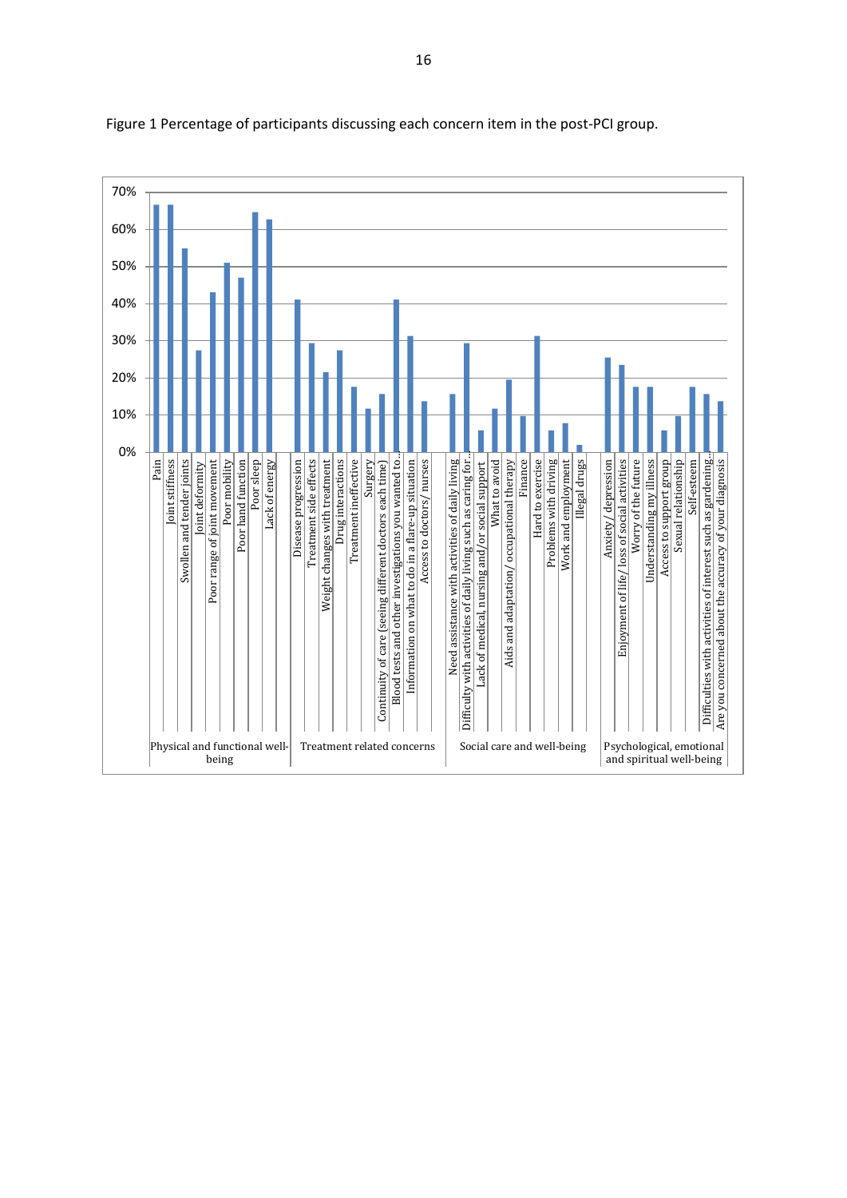Figure 1 Percentage of participants discussing each concern item in the post-PCI group.

70%
60%
50%
40%
30%
20%
10%
0%

Pain
Joint stiffness
Swollen and tender joints
Joint deformity
Poor range of joint movement
Poor mobility
Poor hand function
Poor sleep
Lack of energy

Disease progression
Treatment side effects
Weight changes with treatment
Drug interactions
Treatment ineffective
Surgery
Continuity of care (seeing different doctors each time)
Blood tests and other investigations you wanted to…
Information on what to do in a flare-up situation
Access to doctors/ nurses

Need assistance with activities of daily living
Difficulty with activities of daily living such as caring for…
Lack of medical, nursing and/or social support
What to avoid
Aids and adaptation/ occupational therapy
Finance
Hard to exercise
Problems with driving
Work and employment
Illegal drugs

Anxiety/ depression
Enjoyment of life/ loss of social activities
Worry of the future
Understanding my illness
Access to support group
Sexual relationship
Self-esteem
Difficulties with activities of interest such as gardening…
Are you concerned about the accuracy of your diagnosis

Physical and functional well-being
Treatment related concerns
Social care and well-being
Psychological, emotional and spiritual well-being